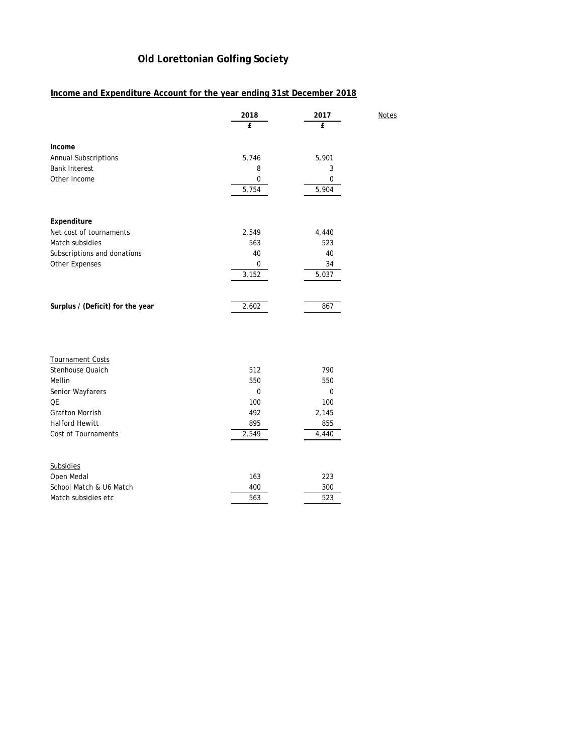# Old Lorettonian Golfing Society

## Income and Expenditure Account for the year ending 31st December 2018

| | 2018 | 2017 | Notes |
|---|---|---|---|
| | £ | £ | |
| **Income** | | | |
| Annual Subscriptions | 5,746 | 5,901 | |
| Bank Interest | 8 | 3 | |
| Other Income | 0 | 0 | |
| | 5,754 | 5,904 | |
| **Expenditure** | | | |
| Net cost of tournaments | 2,549 | 4,440 | |
| Match subsidies | 563 | 523 | |
| Subscriptions and donations | 40 | 40 | |
| Other Expenses | 0 | 34 | |
| | 3,152 | 5,037 | |
| **Surplus / (Deficit) for the year** | 2,602 | 867 | |

| Tournament Costs | 2018 | 2017 |
|---|---|---|
| Stenhouse Quaich | 512 | 790 |
| Mellin | 550 | 550 |
| Senior Wayfarers | 0 | 0 |
| QE | 100 | 100 |
| Grafton Morrish | 492 | 2,145 |
| Halford Hewitt | 895 | 855 |
| Cost of Tournaments | 2,549 | 4,440 |

| Subsidies | 2018 | 2017 |
|---|---|---|
| Open Medal | 163 | 223 |
| School Match & U6 Match | 400 | 300 |
| Match subsidies etc | 563 | 523 |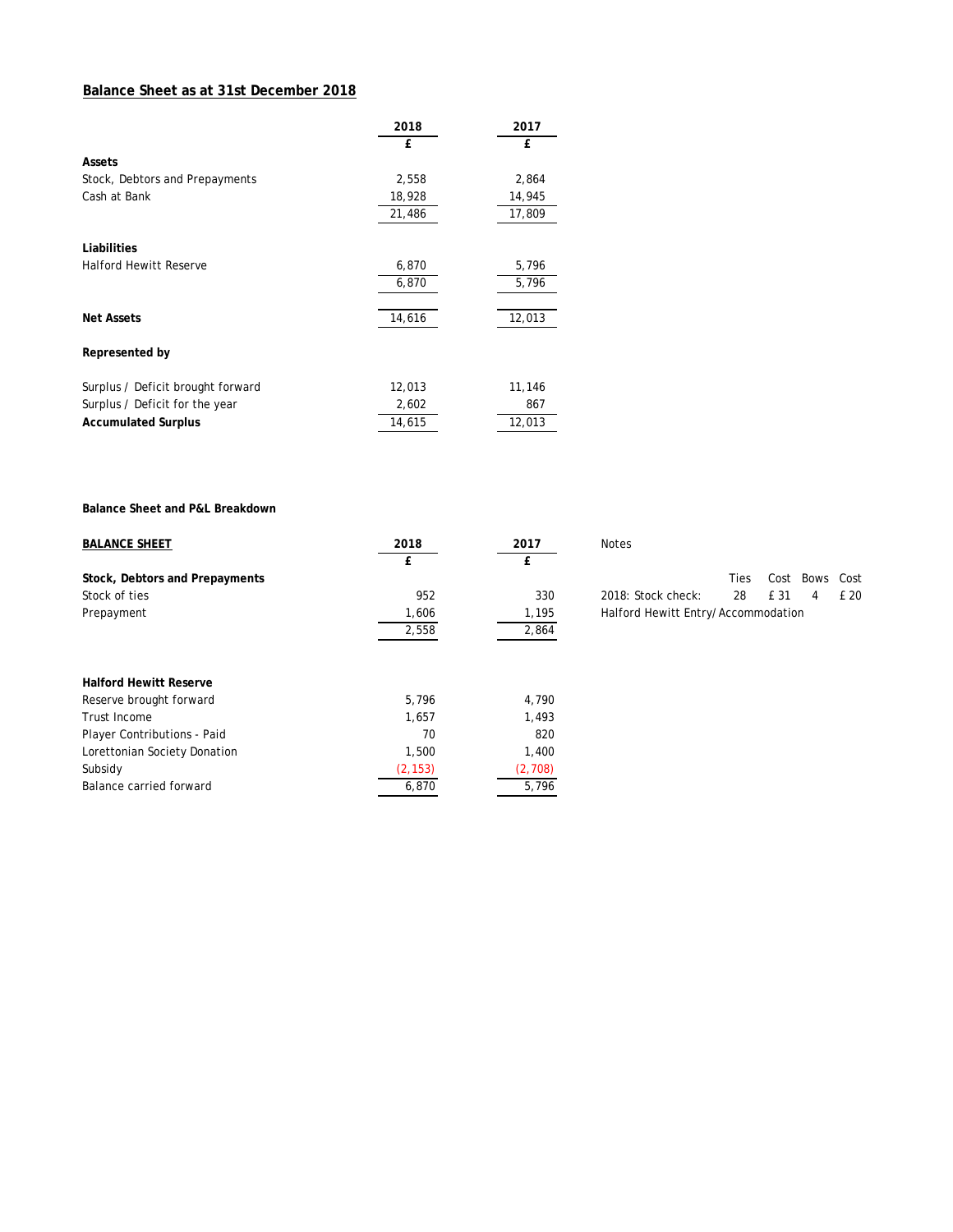## Balance Sheet as at 31st December 2018

| | 2018 | 2017 |
|---|---|---|
| | £ | £ |
| **Assets** | | |
| Stock, Debtors and Prepayments | 2,558 | 2,864 |
| Cash at Bank | 18,928 | 14,945 |
| | 21,486 | 17,809 |
| **Liabilities** | | |
| Halford Hewitt Reserve | 6,870 | 5,796 |
| | 6,870 | 5,796 |
| **Net Assets** | 14,616 | 12,013 |
| **Represented by** | | |
| Surplus / Deficit brought forward | 12,013 | 11,146 |
| Surplus / Deficit for the year | 2,602 | 867 |
| **Accumulated Surplus** | 14,615 | 12,013 |

**Balance Sheet and P&L Breakdown**

| BALANCE SHEET | 2018 | 2017 | Notes | | | | |
|---|---|---|---|---|---|---|---|
| | £ | £ | | | | | |
| **Stock, Debtors and Prepayments** | | | | Ties | Cost | Bows | Cost |
| Stock of ties | 952 | 330 | 2018: Stock check: | 28 | £ 31 | 4 | £ 20 |
| Prepayment | 1,606 | 1,195 | Halford Hewitt Entry/Accommodation | | | | |
| | 2,558 | 2,864 | | | | | |

| | 2018 | 2017 |
|---|---|---|
| **Halford Hewitt Reserve** | | |
| Reserve brought forward | 5,796 | 4,790 |
| Trust Income | 1,657 | 1,493 |
| Player Contributions - Paid | 70 | 820 |
| Lorettonian Society Donation | 1,500 | 1,400 |
| Subsidy | (2,153) | (2,708) |
| Balance carried forward | 6,870 | 5,796 |